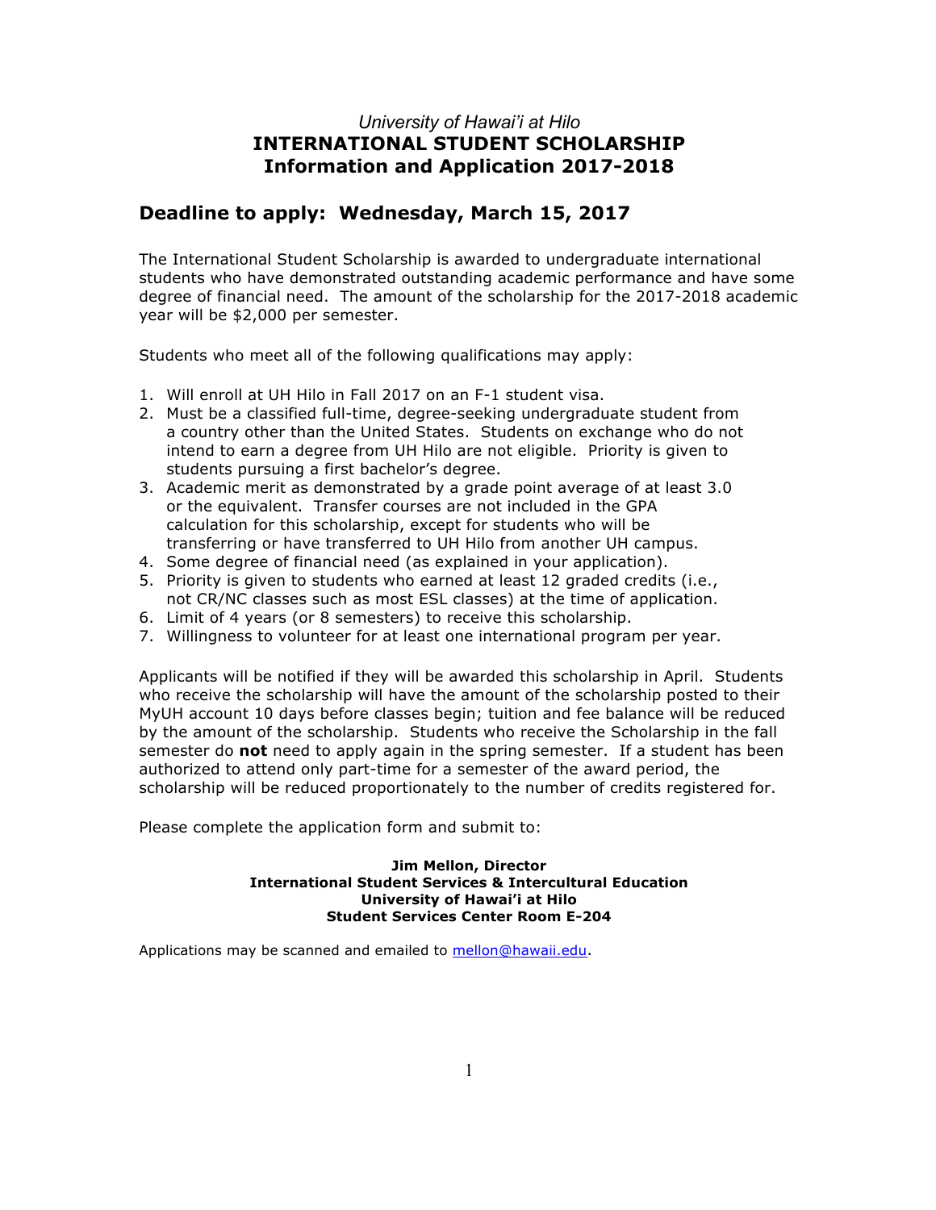*University of Hawai'i at Hilo*

# INTERNATIONAL STUDENT SCHOLARSHIP
# Information and Application 2017-2018

## Deadline to apply: Wednesday, March 15, 2017

The International Student Scholarship is awarded to undergraduate international students who have demonstrated outstanding academic performance and have some degree of financial need. The amount of the scholarship for the 2017-2018 academic year will be $2,000 per semester.

Students who meet all of the following qualifications may apply:

1. Will enroll at UH Hilo in Fall 2017 on an F-1 student visa.
2. Must be a classified full-time, degree-seeking undergraduate student from a country other than the United States. Students on exchange who do not intend to earn a degree from UH Hilo are not eligible. Priority is given to students pursuing a first bachelor's degree.
3. Academic merit as demonstrated by a grade point average of at least 3.0 or the equivalent. Transfer courses are not included in the GPA calculation for this scholarship, except for students who will be transferring or have transferred to UH Hilo from another UH campus.
4. Some degree of financial need (as explained in your application).
5. Priority is given to students who earned at least 12 graded credits (i.e., not CR/NC classes such as most ESL classes) at the time of application.
6. Limit of 4 years (or 8 semesters) to receive this scholarship.
7. Willingness to volunteer for at least one international program per year.

Applicants will be notified if they will be awarded this scholarship in April. Students who receive the scholarship will have the amount of the scholarship posted to their MyUH account 10 days before classes begin; tuition and fee balance will be reduced by the amount of the scholarship. Students who receive the Scholarship in the fall semester do **not** need to apply again in the spring semester. If a student has been authorized to attend only part-time for a semester of the award period, the scholarship will be reduced proportionately to the number of credits registered for.

Please complete the application form and submit to:

**Jim Mellon, Director**
**International Student Services & Intercultural Education**
**University of Hawai'i at Hilo**
**Student Services Center Room E-204**

Applications may be scanned and emailed to mellon@hawaii.edu.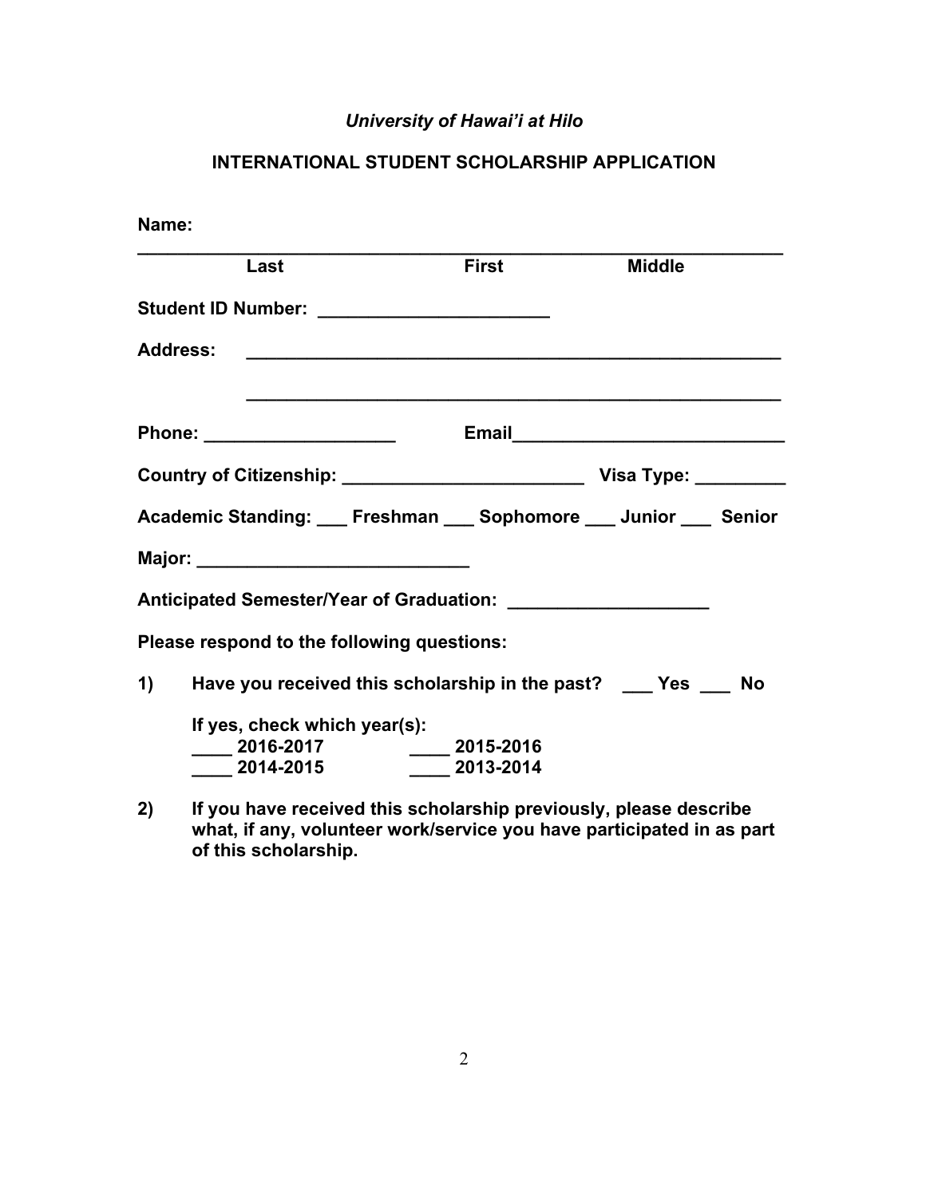*University of Hawai'i at Hilo*

## INTERNATIONAL STUDENT SCHOLARSHIP APPLICATION

**Name:**

**______________________________________________________________**
**Last First Middle**

**Student ID Number: ______________________**

**Address: ___________________________________________________**

**___________________________________________________**

**Phone: __________________ Email__________________________**

**Country of Citizenship: _______________________ Visa Type: _________**

**Academic Standing: ___ Freshman ___ Sophomore ___ Junior ___ Senior**

**Major: __________________________**

**Anticipated Semester/Year of Graduation: ___________________**

**Please respond to the following questions:**

**1) Have you received this scholarship in the past? ___ Yes ___ No**

**If yes, check which year(s):**
**____ 2016-2017 ____ 2015-2016**
**____ 2014-2015 ____ 2013-2014**

**2) If you have received this scholarship previously, please describe what, if any, volunteer work/service you have participated in as part of this scholarship.**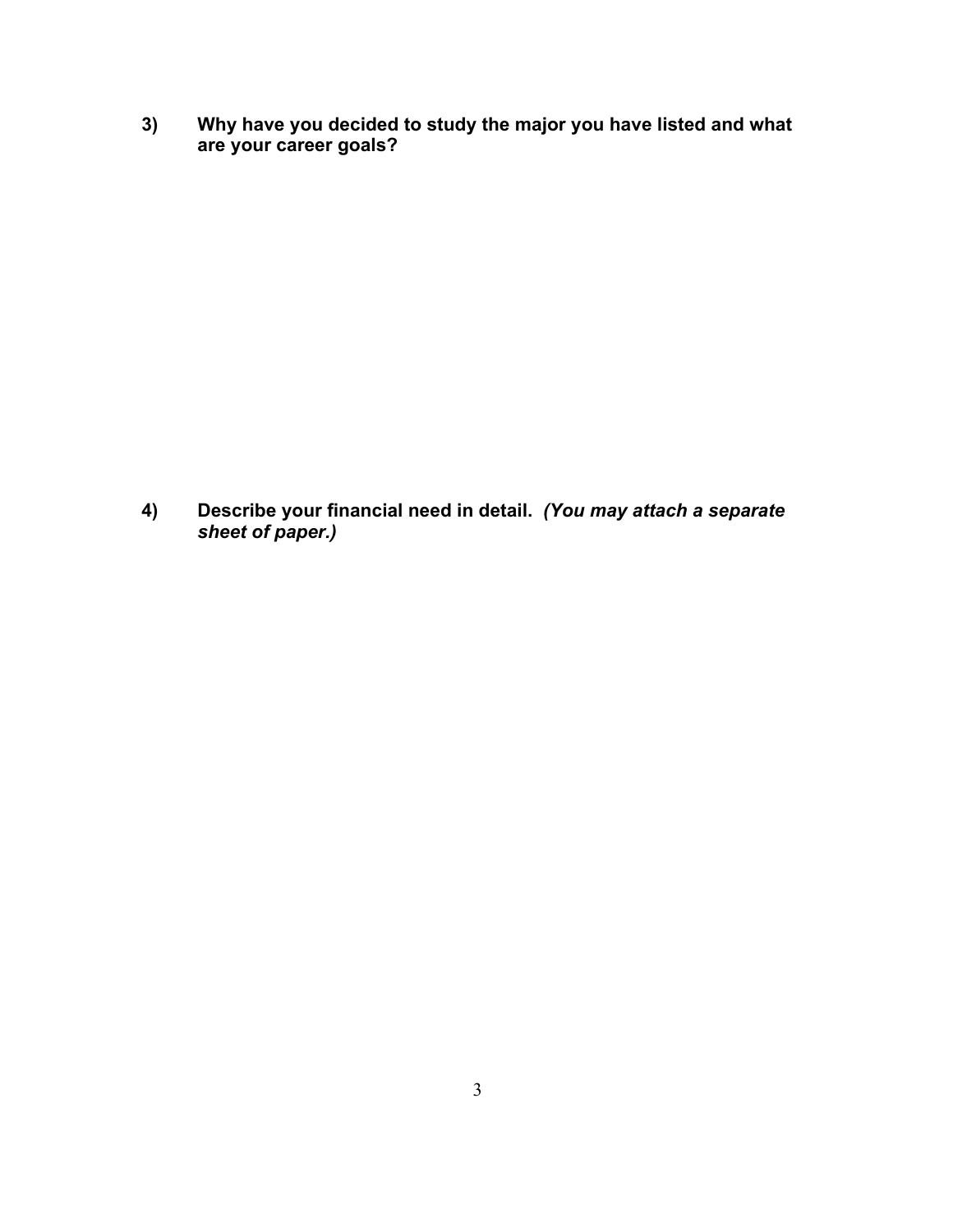**3) Why have you decided to study the major you have listed and what are your career goals?**

**4) Describe your financial need in detail.** ***(You may attach a separate sheet of paper.)***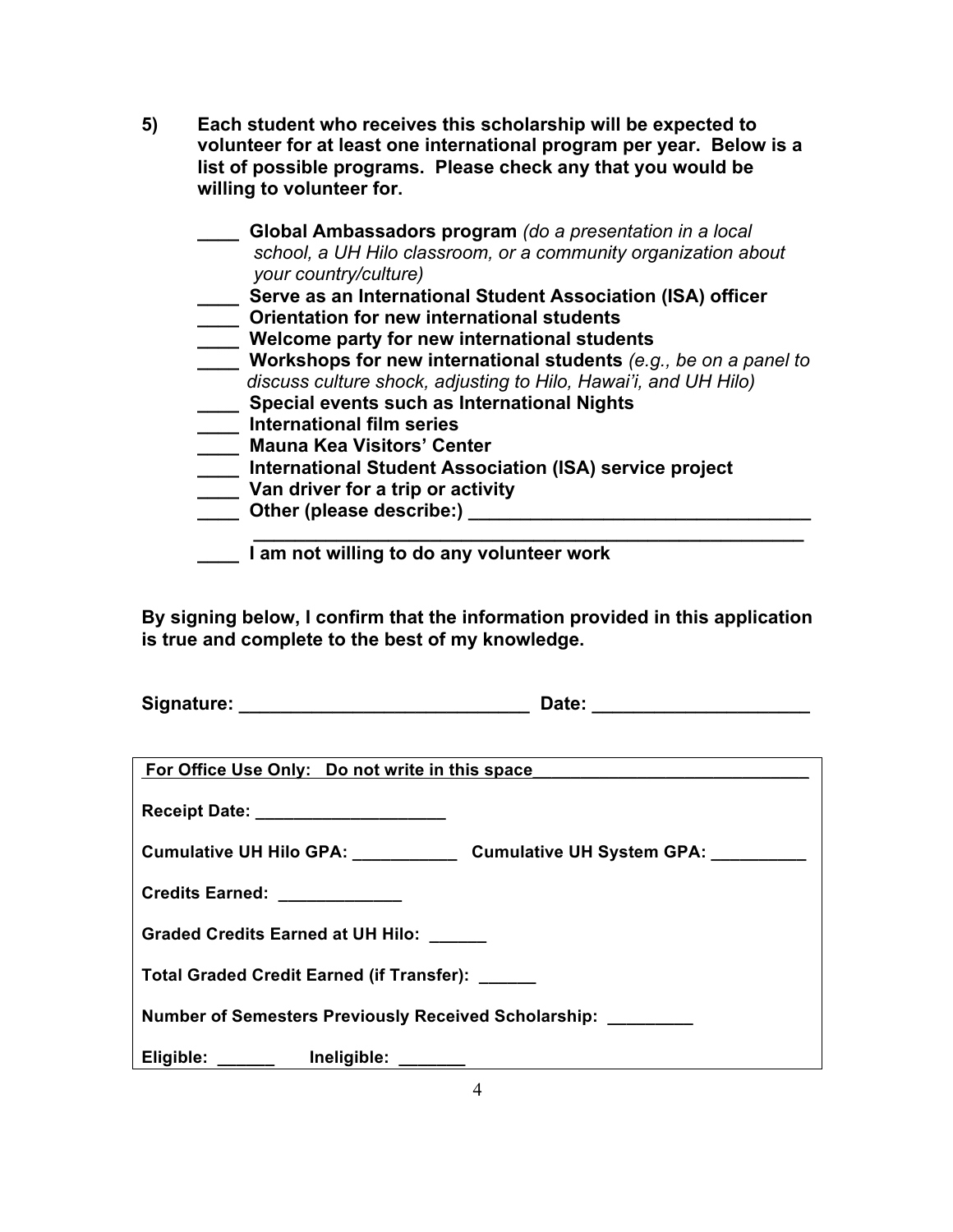5) **Each student who receives this scholarship will be expected to volunteer for at least one international program per year. Below is a list of possible programs. Please check any that you would be willing to volunteer for.**

- ____ **Global Ambassadors program** *(do a presentation in a local school, a UH Hilo classroom, or a community organization about your country/culture)*
- ____ **Serve as an International Student Association (ISA) officer**
- ____ **Orientation for new international students**
- ____ **Welcome party for new international students**
- ____ **Workshops for new international students** *(e.g., be on a panel to discuss culture shock, adjusting to Hilo, Hawai'i, and UH Hilo)*
- ____ **Special events such as International Nights**
- ____ **International film series**
- ____ **Mauna Kea Visitors' Center**
- ____ **International Student Association (ISA) service project**
- ____ **Van driver for a trip or activity**
- ____ **Other (please describe:)** __________________________________ __________________________________________________________
- ____ **I am not willing to do any volunteer work**

**By signing below, I confirm that the information provided in this application is true and complete to the best of my knowledge.**

**Signature:** ____________________________ **Date:** _____________________

---

**For Office Use Only: Do not write in this space**

**Receipt Date:** ____________________

**Cumulative UH Hilo GPA:** ___________ **Cumulative UH System GPA:** __________

**Credits Earned:** _____________

**Graded Credits Earned at UH Hilo:** ______

**Total Graded Credit Earned (if Transfer):** ______

**Number of Semesters Previously Received Scholarship:** _________

**Eligible:** ______ **Ineligible:** _______